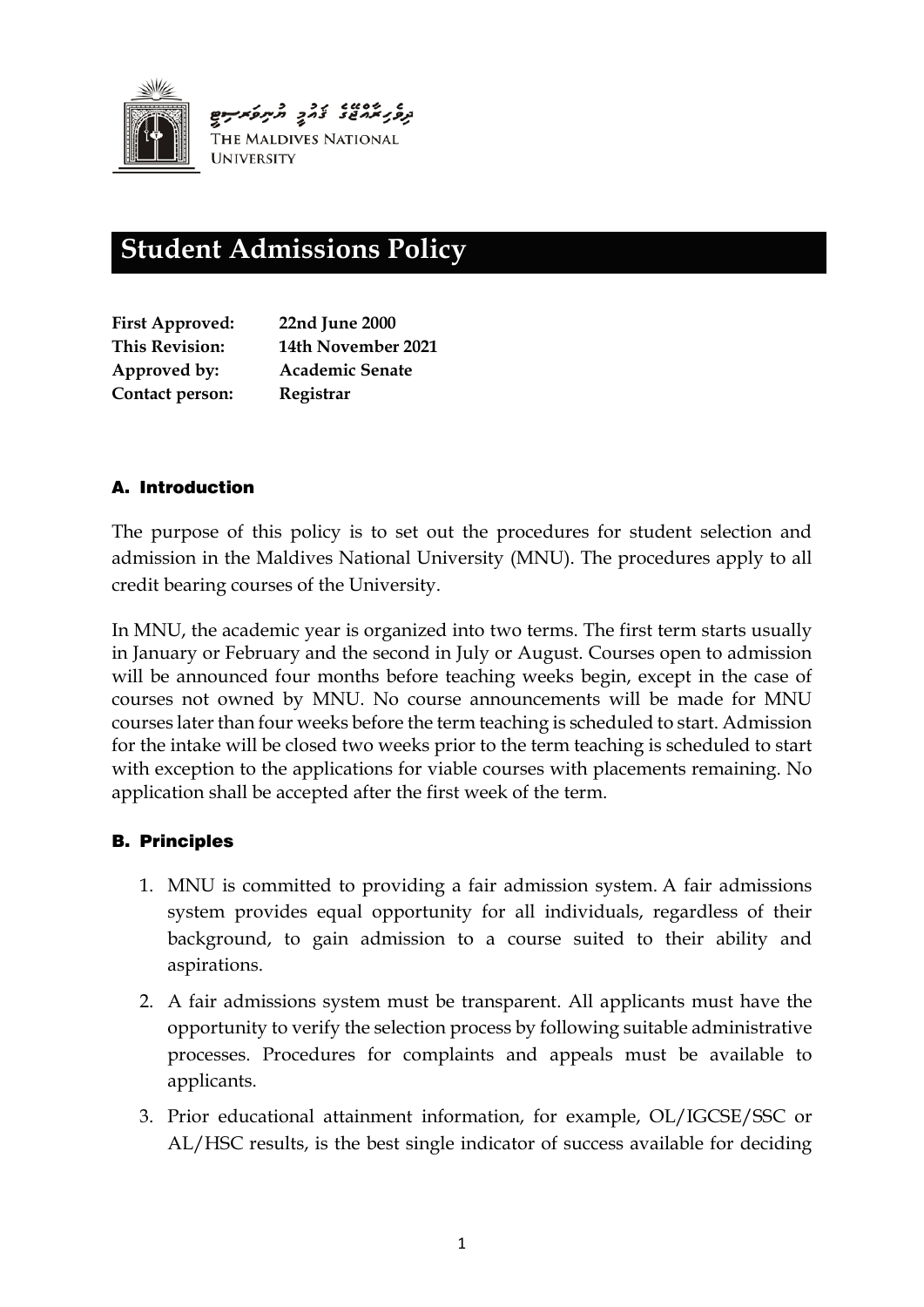ދިވެހިރާއްޖޭގެ ޤައުމީ ޔުނިވަރސިޓީ

THE MALDIVES NATIONAL UNIVERSITY

# Student Admissions Policy

| | |
|---|---|
| **First Approved:** | **22nd June 2000** |
| **This Revision:** | **14th November 2021** |
| **Approved by:** | **Academic Senate** |
| **Contact person:** | **Registrar** |

## A. Introduction

The purpose of this policy is to set out the procedures for student selection and admission in the Maldives National University (MNU). The procedures apply to all credit bearing courses of the University.

In MNU, the academic year is organized into two terms. The first term starts usually in January or February and the second in July or August. Courses open to admission will be announced four months before teaching weeks begin, except in the case of courses not owned by MNU. No course announcements will be made for MNU courses later than four weeks before the term teaching is scheduled to start. Admission for the intake will be closed two weeks prior to the term teaching is scheduled to start with exception to the applications for viable courses with placements remaining. No application shall be accepted after the first week of the term.

## B. Principles

1. MNU is committed to providing a fair admission system. A fair admissions system provides equal opportunity for all individuals, regardless of their background, to gain admission to a course suited to their ability and aspirations.
2. A fair admissions system must be transparent. All applicants must have the opportunity to verify the selection process by following suitable administrative processes. Procedures for complaints and appeals must be available to applicants.
3. Prior educational attainment information, for example, OL/IGCSE/SSC or AL/HSC results, is the best single indicator of success available for deciding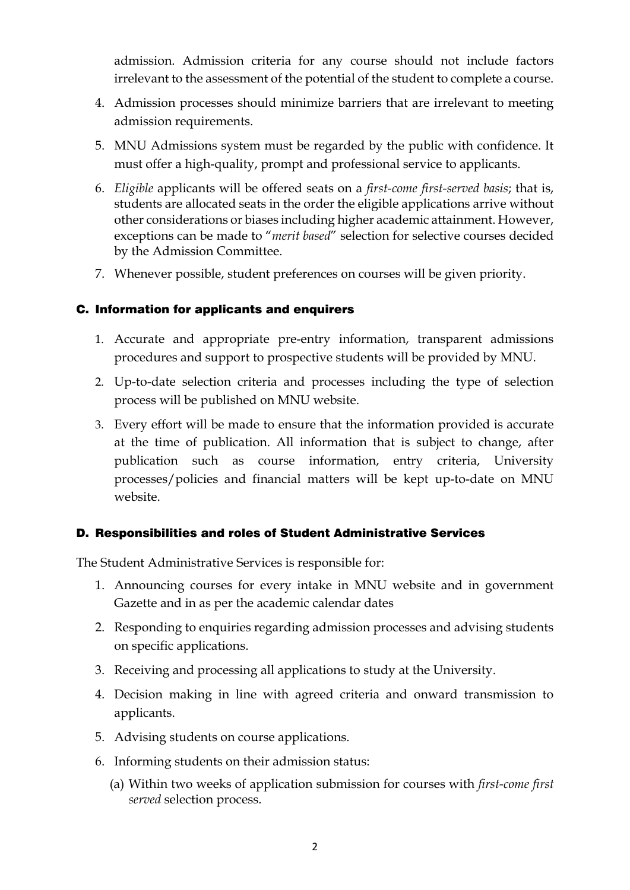admission. Admission criteria for any course should not include factors irrelevant to the assessment of the potential of the student to complete a course.

4. Admission processes should minimize barriers that are irrelevant to meeting admission requirements.
5. MNU Admissions system must be regarded by the public with confidence. It must offer a high-quality, prompt and professional service to applicants.
6. *Eligible* applicants will be offered seats on a *first-come first-served basis*; that is, students are allocated seats in the order the eligible applications arrive without other considerations or biases including higher academic attainment. However, exceptions can be made to "*merit based*" selection for selective courses decided by the Admission Committee.
7. Whenever possible, student preferences on courses will be given priority.

## C. Information for applicants and enquirers

1. Accurate and appropriate pre-entry information, transparent admissions procedures and support to prospective students will be provided by MNU.
2. Up-to-date selection criteria and processes including the type of selection process will be published on MNU website.
3. Every effort will be made to ensure that the information provided is accurate at the time of publication. All information that is subject to change, after publication such as course information, entry criteria, University processes/policies and financial matters will be kept up-to-date on MNU website.

## D. Responsibilities and roles of Student Administrative Services

The Student Administrative Services is responsible for:

1. Announcing courses for every intake in MNU website and in government Gazette and in as per the academic calendar dates
2. Responding to enquiries regarding admission processes and advising students on specific applications.
3. Receiving and processing all applications to study at the University.
4. Decision making in line with agreed criteria and onward transmission to applicants.
5. Advising students on course applications.
6. Informing students on their admission status:
   (a) Within two weeks of application submission for courses with *first-come first served* selection process.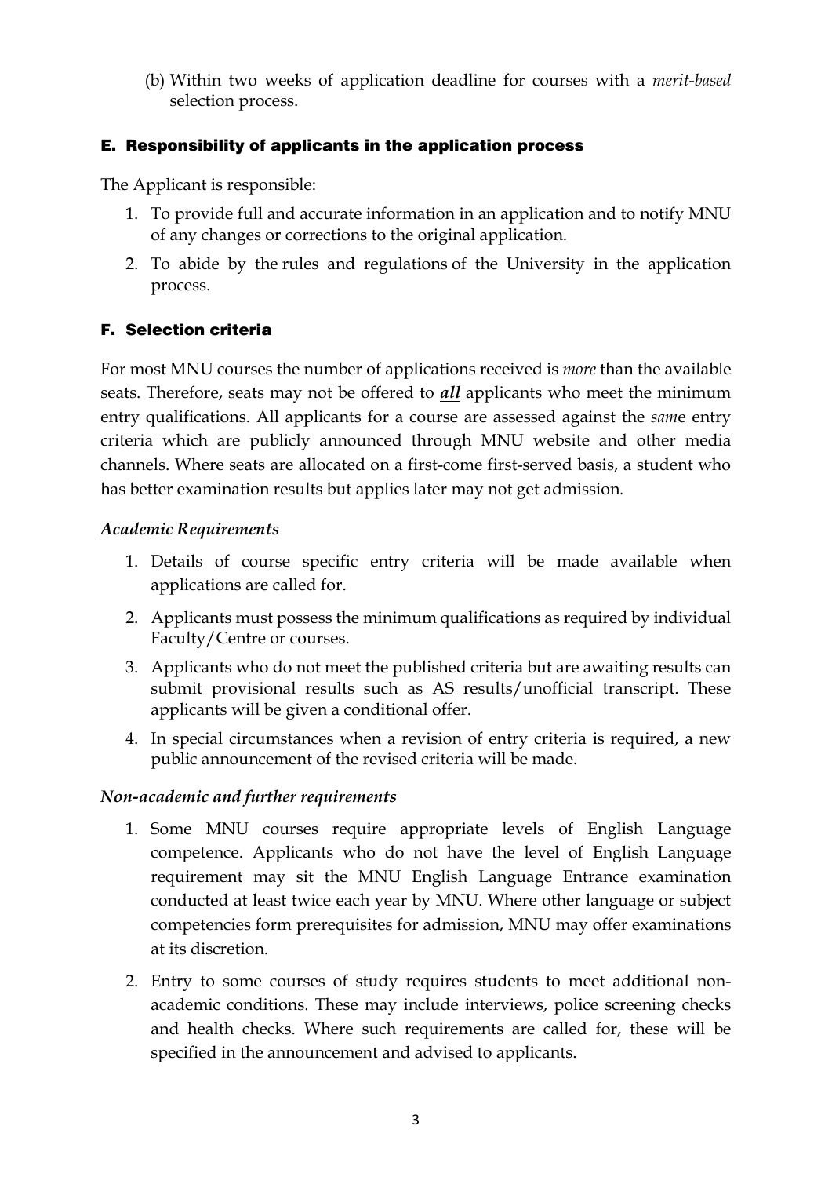(b) Within two weeks of application deadline for courses with a *merit-based* selection process.

## E. Responsibility of applicants in the application process

The Applicant is responsible:

1. To provide full and accurate information in an application and to notify MNU of any changes or corrections to the original application.
2. To abide by the rules and regulations of the University in the application process.

## F. Selection criteria

For most MNU courses the number of applications received is *more* than the available seats. Therefore, seats may not be offered to ***all*** applicants who meet the minimum entry qualifications. All applicants for a course are assessed against the *same* entry criteria which are publicly announced through MNU website and other media channels. Where seats are allocated on a first-come first-served basis, a student who has better examination results but applies later may not get admission.

*Academic Requirements*

1. Details of course specific entry criteria will be made available when applications are called for.
2. Applicants must possess the minimum qualifications as required by individual Faculty/Centre or courses.
3. Applicants who do not meet the published criteria but are awaiting results can submit provisional results such as AS results/unofficial transcript. These applicants will be given a conditional offer.
4. In special circumstances when a revision of entry criteria is required, a new public announcement of the revised criteria will be made.

*Non-academic and further requirements*

1. Some MNU courses require appropriate levels of English Language competence. Applicants who do not have the level of English Language requirement may sit the MNU English Language Entrance examination conducted at least twice each year by MNU. Where other language or subject competencies form prerequisites for admission, MNU may offer examinations at its discretion.
2. Entry to some courses of study requires students to meet additional non-academic conditions. These may include interviews, police screening checks and health checks. Where such requirements are called for, these will be specified in the announcement and advised to applicants.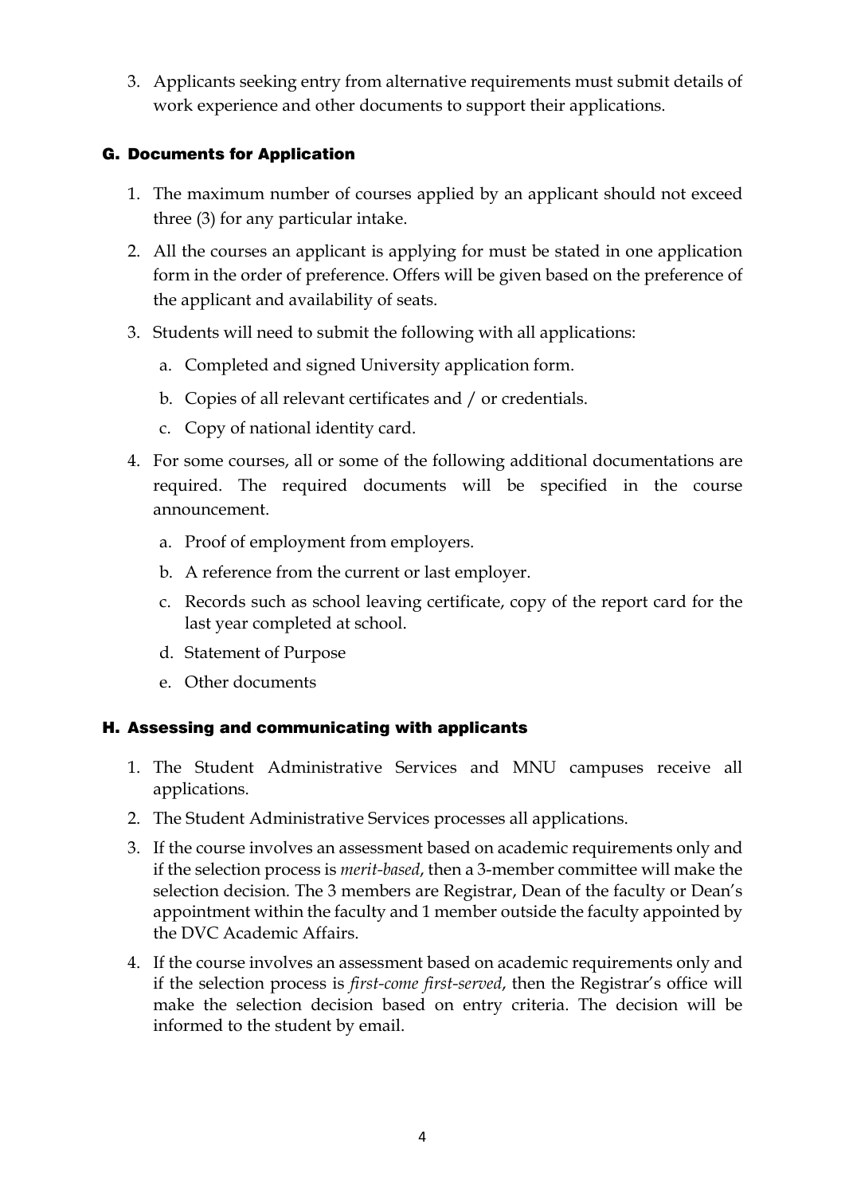3. Applicants seeking entry from alternative requirements must submit details of work experience and other documents to support their applications.

## G. Documents for Application

1. The maximum number of courses applied by an applicant should not exceed three (3) for any particular intake.
2. All the courses an applicant is applying for must be stated in one application form in the order of preference. Offers will be given based on the preference of the applicant and availability of seats.
3. Students will need to submit the following with all applications:
   a. Completed and signed University application form.
   b. Copies of all relevant certificates and / or credentials.
   c. Copy of national identity card.
4. For some courses, all or some of the following additional documentations are required. The required documents will be specified in the course announcement.
   a. Proof of employment from employers.
   b. A reference from the current or last employer.
   c. Records such as school leaving certificate, copy of the report card for the last year completed at school.
   d. Statement of Purpose
   e. Other documents

## H. Assessing and communicating with applicants

1. The Student Administrative Services and MNU campuses receive all applications.
2. The Student Administrative Services processes all applications.
3. If the course involves an assessment based on academic requirements only and if the selection process is *merit-based*, then a 3-member committee will make the selection decision. The 3 members are Registrar, Dean of the faculty or Dean's appointment within the faculty and 1 member outside the faculty appointed by the DVC Academic Affairs.
4. If the course involves an assessment based on academic requirements only and if the selection process is *first-come first-served*, then the Registrar's office will make the selection decision based on entry criteria. The decision will be informed to the student by email.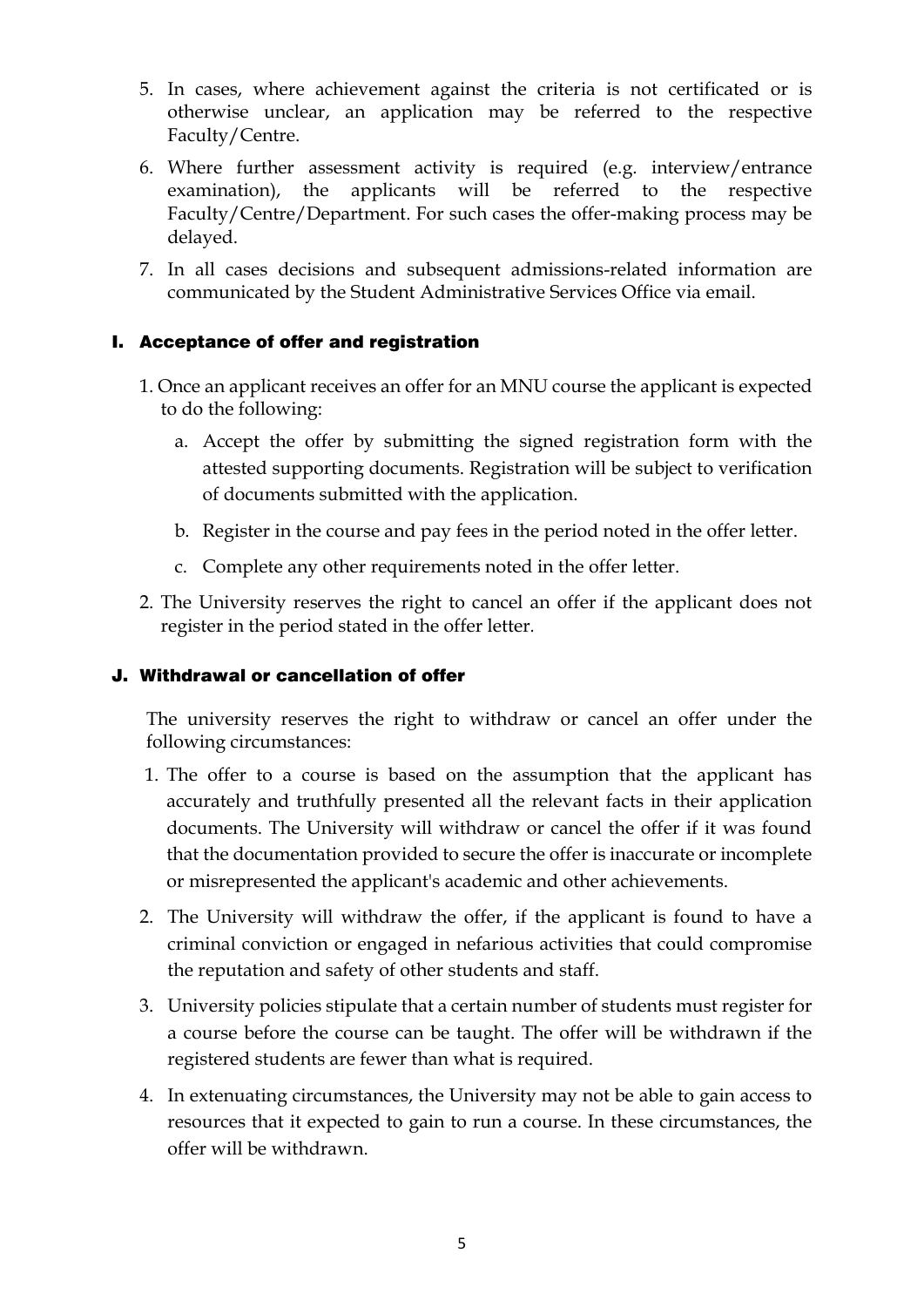5. In cases, where achievement against the criteria is not certificated or is otherwise unclear, an application may be referred to the respective Faculty/Centre.
6. Where further assessment activity is required (e.g. interview/entrance examination), the applicants will be referred to the respective Faculty/Centre/Department. For such cases the offer-making process may be delayed.
7. In all cases decisions and subsequent admissions-related information are communicated by the Student Administrative Services Office via email.

## I. Acceptance of offer and registration

1. Once an applicant receives an offer for an MNU course the applicant is expected to do the following:
   a. Accept the offer by submitting the signed registration form with the attested supporting documents. Registration will be subject to verification of documents submitted with the application.
   b. Register in the course and pay fees in the period noted in the offer letter.
   c. Complete any other requirements noted in the offer letter.
2. The University reserves the right to cancel an offer if the applicant does not register in the period stated in the offer letter.

## J. Withdrawal or cancellation of offer

The university reserves the right to withdraw or cancel an offer under the following circumstances:

1. The offer to a course is based on the assumption that the applicant has accurately and truthfully presented all the relevant facts in their application documents. The University will withdraw or cancel the offer if it was found that the documentation provided to secure the offer is inaccurate or incomplete or misrepresented the applicant's academic and other achievements.
2. The University will withdraw the offer, if the applicant is found to have a criminal conviction or engaged in nefarious activities that could compromise the reputation and safety of other students and staff.
3. University policies stipulate that a certain number of students must register for a course before the course can be taught. The offer will be withdrawn if the registered students are fewer than what is required.
4. In extenuating circumstances, the University may not be able to gain access to resources that it expected to gain to run a course. In these circumstances, the offer will be withdrawn.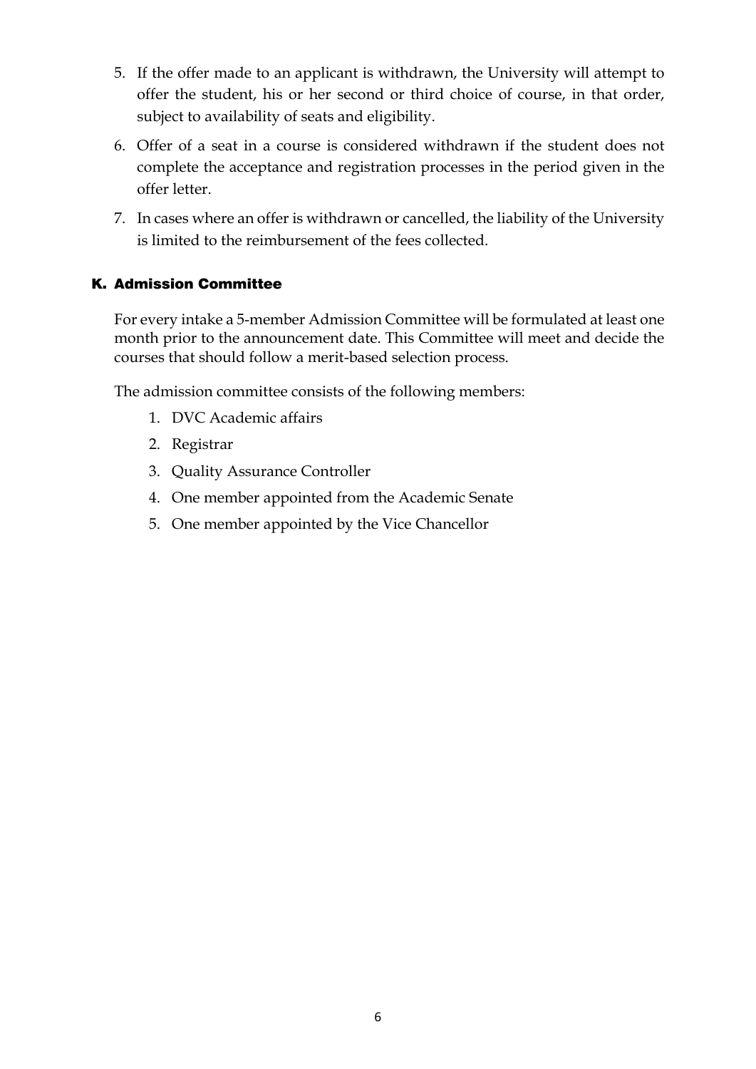5. If the offer made to an applicant is withdrawn, the University will attempt to offer the student, his or her second or third choice of course, in that order, subject to availability of seats and eligibility.
6. Offer of a seat in a course is considered withdrawn if the student does not complete the acceptance and registration processes in the period given in the offer letter.
7. In cases where an offer is withdrawn or cancelled, the liability of the University is limited to the reimbursement of the fees collected.

## K. Admission Committee

For every intake a 5-member Admission Committee will be formulated at least one month prior to the announcement date. This Committee will meet and decide the courses that should follow a merit-based selection process.

The admission committee consists of the following members:

1. DVC Academic affairs
2. Registrar
3. Quality Assurance Controller
4. One member appointed from the Academic Senate
5. One member appointed by the Vice Chancellor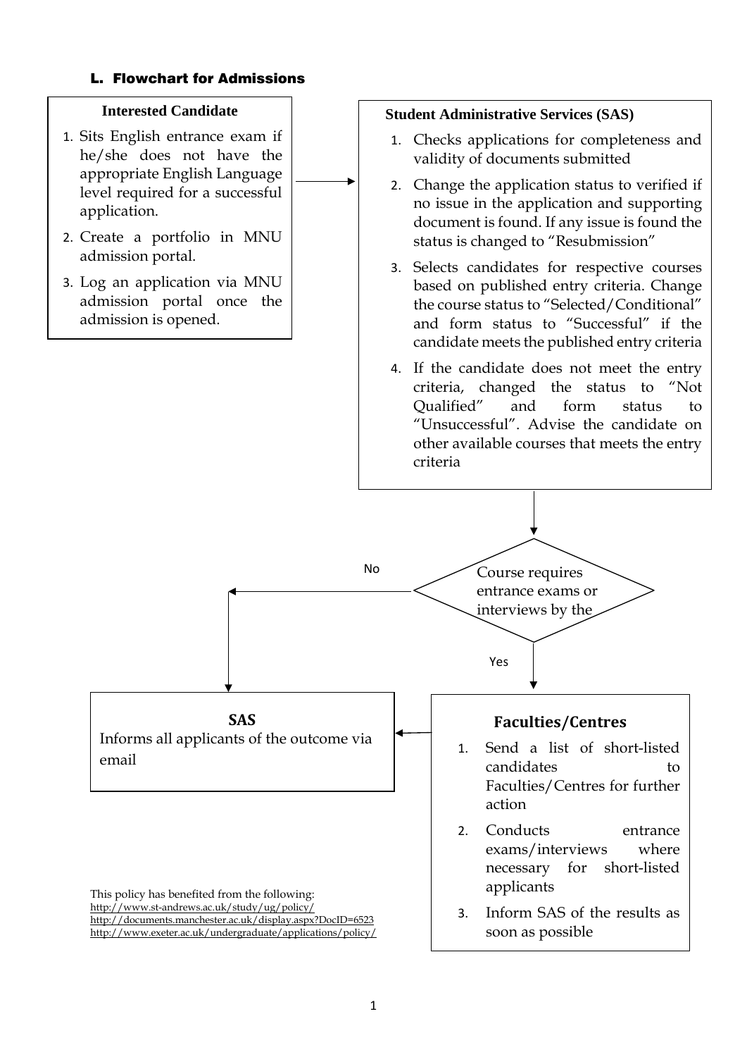### L. Flowchart for Admissions

**Interested Candidate**

1. Sits English entrance exam if he/she does not have the appropriate English Language level required for a successful application.
2. Create a portfolio in MNU admission portal.
3. Log an application via MNU admission portal once the admission is opened.

**Student Administrative Services (SAS)**

1. Checks applications for completeness and validity of documents submitted
2. Change the application status to verified if no issue in the application and supporting document is found. If any issue is found the status is changed to "Resubmission"
3. Selects candidates for respective courses based on published entry criteria. Change the course status to "Selected/Conditional" and form status to "Successful" if the candidate meets the published entry criteria
4. If the candidate does not meet the entry criteria, changed the status to "Not Qualified" and form status to "Unsuccessful". Advise the candidate on other available courses that meets the entry criteria

Course requires entrance exams or interviews by the

No

Yes

**SAS**

Informs all applicants of the outcome via email

**Faculties/Centres**

1. Send a list of short-listed candidates to Faculties/Centres for further action
2. Conducts entrance exams/interviews where necessary for short-listed applicants
3. Inform SAS of the results as soon as possible

This policy has benefited from the following:
http://www.st-andrews.ac.uk/study/ug/policy/
http://documents.manchester.ac.uk/display.aspx?DocID=6523
http://www.exeter.ac.uk/undergraduate/applications/policy/